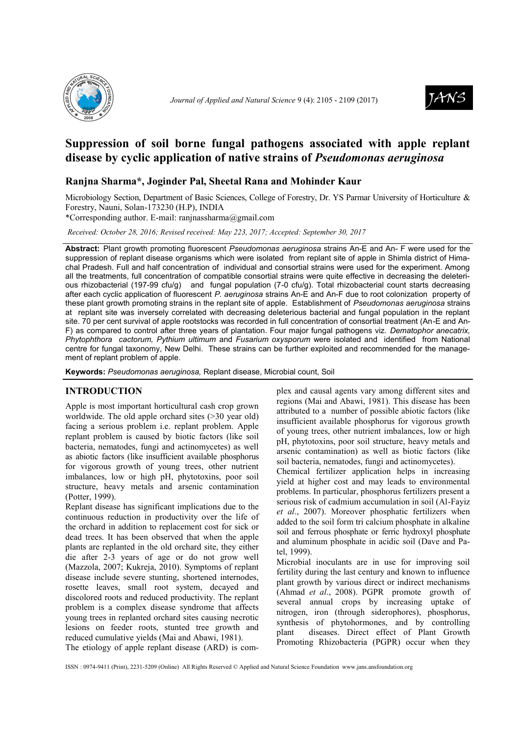# Suppression of soil borne fungal pathogens associated with apple replant disease by cyclic application of native strains of *Pseudomonas aeruginosa*

## Ranjna Sharma*, Joginder Pal, Sheetal Rana and Mohinder Kaur

Microbiology Section, Department of Basic Sciences, College of Forestry, Dr. YS Parmar University of Horticulture & Forestry, Nauni, Solan-173230 (H.P), INDIA

*Corresponding author. E-mail: ranjnassharma@gmail.com

*Received: October 28, 2016; Revised received: May 223, 2017; Accepted: September 30, 2017*

**Abstract:** Plant growth promoting fluorescent *Pseudomonas aeruginosa* strains An-E and An- F were used for the suppression of replant disease organisms which were isolated from replant site of apple in Shimla district of Himachal Pradesh. Full and half concentration of individual and consortial strains were used for the experiment. Among all the treatments, full concentration of compatible consortial strains were quite effective in decreasing the deleterious rhizobacterial (197-99 cfu/g) and fungal population (7-0 cfu/g). Total rhizobacterial count starts decreasing after each cyclic application of fluorescent *P. aeruginosa* strains An-E and An-F due to root colonization property of these plant growth promoting strains in the replant site of apple. Establishment of *Pseudomonas aeruginosa* strains at replant site was inversely correlated with decreasing deleterious bacterial and fungal population in the replant site. 70 per cent survival of apple rootstocks was recorded in full concentration of consortial treatment (An-E and An-F) as compared to control after three years of plantation. Four major fungal pathogens viz. *Dematophor anecatrix, Phytophthora cactorum, Pythium ultimum* and *Fusarium oxysporum* were isolated and identified from National centre for fungal taxonomy, New Delhi. These strains can be further exploited and recommended for the management of replant problem of apple.

**Keywords:** *Pseudomonas aeruginosa,* Replant disease, Microbial count, Soil

## INTRODUCTION

Apple is most important horticultural cash crop grown worldwide. The old apple orchard sites (>30 year old) facing a serious problem i.e. replant problem. Apple replant problem is caused by biotic factors (like soil bacteria, nematodes, fungi and actinomycetes) as well as abiotic factors (like insufficient available phosphorus for vigorous growth of young trees, other nutrient imbalances, low or high pH, phytotoxins, poor soil structure, heavy metals and arsenic contamination (Potter, 1999).

Replant disease has significant implications due to the continuous reduction in productivity over the life of the orchard in addition to replacement cost for sick or dead trees. It has been observed that when the apple plants are replanted in the old orchard site, they either die after 2-3 years of age or do not grow well (Mazzola, 2007; Kukreja, 2010). Symptoms of replant disease include severe stunting, shortened internodes, rosette leaves, small root system, decayed and discolored roots and reduced productivity. The replant problem is a complex disease syndrome that affects young trees in replanted orchard sites causing necrotic lesions on feeder roots, stunted tree growth and reduced cumulative yields (Mai and Abawi, 1981).

The etiology of apple replant disease (ARD) is complex and causal agents vary among different sites and regions (Mai and Abawi, 1981). This disease has been attributed to a number of possible abiotic factors (like insufficient available phosphorus for vigorous growth of young trees, other nutrient imbalances, low or high pH, phytotoxins, poor soil structure, heavy metals and arsenic contamination) as well as biotic factors (like soil bacteria, nematodes, fungi and actinomycetes).

Chemical fertilizer application helps in increasing yield at higher cost and may leads to environmental problems. In particular, phosphorus fertilizers present a serious risk of cadmium accumulation in soil (Al-Fayiz *et al*., 2007). Moreover phosphatic fertilizers when added to the soil form tri calcium phosphate in alkaline soil and ferrous phosphate or ferric hydroxyl phosphate and aluminum phosphate in acidic soil (Dave and Patel, 1999).

Microbial inoculants are in use for improving soil fertility during the last century and known to influence plant growth by various direct or indirect mechanisms (Ahmad *et al*., 2008). PGPR promote growth of several annual crops by increasing uptake of nitrogen, iron (through siderophores), phosphorus, synthesis of phytohormones, and by controlling plant diseases. Direct effect of Plant Growth Promoting Rhizobacteria (PGPR) occur when they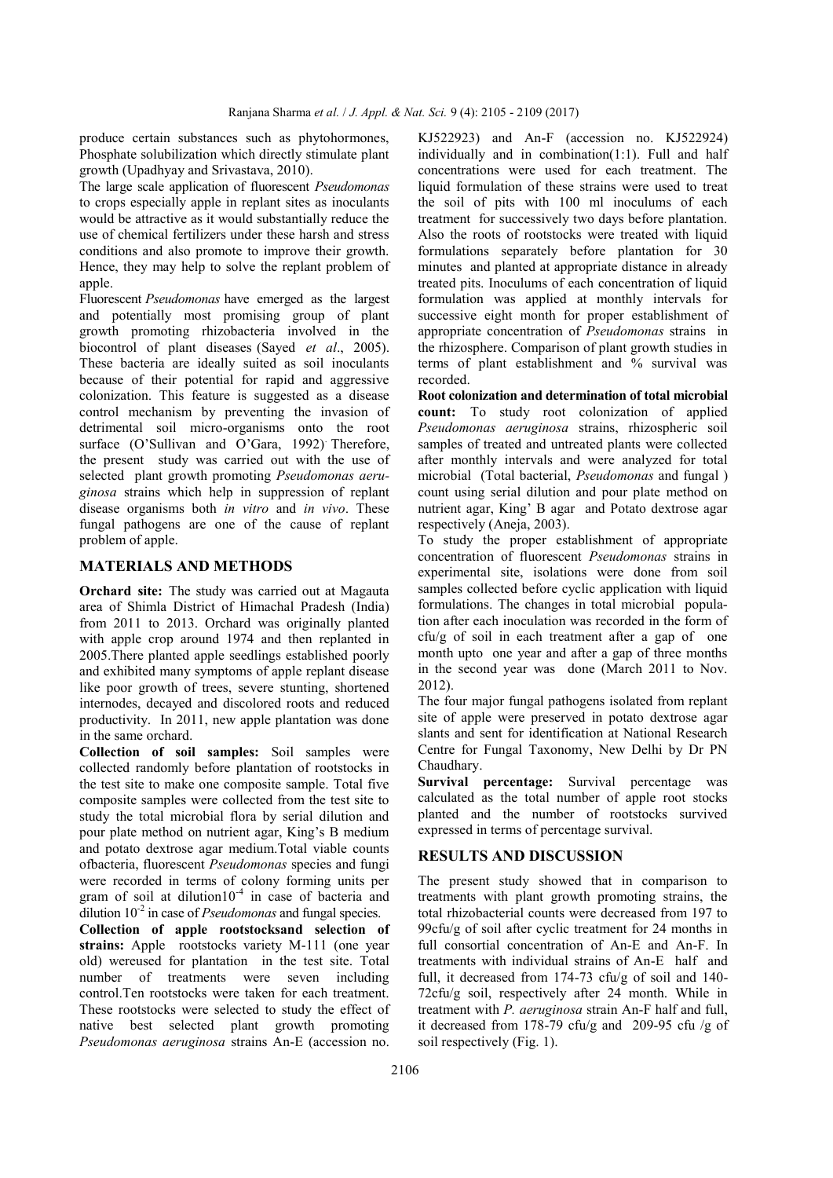produce certain substances such as phytohormones, Phosphate solubilization which directly stimulate plant growth (Upadhyay and Srivastava, 2010).

The large scale application of fluorescent *Pseudomonas* to crops especially apple in replant sites as inoculants would be attractive as it would substantially reduce the use of chemical fertilizers under these harsh and stress conditions and also promote to improve their growth. Hence, they may help to solve the replant problem of apple.

Fluorescent *Pseudomonas* have emerged as the largest and potentially most promising group of plant growth promoting rhizobacteria involved in the biocontrol of plant diseases (Sayed *et al*., 2005). These bacteria are ideally suited as soil inoculants because of their potential for rapid and aggressive colonization. This feature is suggested as a disease control mechanism by preventing the invasion of detrimental soil micro-organisms onto the root surface (O'Sullivan and O'Gara, 1992). Therefore, the present study was carried out with the use of selected plant growth promoting *Pseudomonas aeruginosa* strains which help in suppression of replant disease organisms both *in vitro* and *in vivo*. These fungal pathogens are one of the cause of replant problem of apple.

## MATERIALS AND METHODS

**Orchard site:** The study was carried out at Magauta area of Shimla District of Himachal Pradesh (India) from 2011 to 2013. Orchard was originally planted with apple crop around 1974 and then replanted in 2005.There planted apple seedlings established poorly and exhibited many symptoms of apple replant disease like poor growth of trees, severe stunting, shortened internodes, decayed and discolored roots and reduced productivity. In 2011, new apple plantation was done in the same orchard.

**Collection of soil samples:** Soil samples were collected randomly before plantation of rootstocks in the test site to make one composite sample. Total five composite samples were collected from the test site to study the total microbial flora by serial dilution and pour plate method on nutrient agar, King's B medium and potato dextrose agar medium.Total viable counts ofbacteria, fluorescent *Pseudomonas* species and fungi were recorded in terms of colony forming units per gram of soil at dilution$10^{-4}$ in case of bacteria and dilution $10^{-2}$ in case of *Pseudomonas* and fungal species.

**Collection of apple rootstocksand selection of strains:** Apple rootstocks variety M-111 (one year old) wereused for plantation in the test site. Total number of treatments were seven including control.Ten rootstocks were taken for each treatment. These rootstocks were selected to study the effect of native best selected plant growth promoting *Pseudomonas aeruginosa* strains An-E (accession no. KJ522923) and An-F (accession no. KJ522924) individually and in combination(1:1). Full and half concentrations were used for each treatment. The liquid formulation of these strains were used to treat the soil of pits with 100 ml inoculums of each treatment for successively two days before plantation. Also the roots of rootstocks were treated with liquid formulations separately before plantation for 30 minutes and planted at appropriate distance in already treated pits. Inoculums of each concentration of liquid formulation was applied at monthly intervals for successive eight month for proper establishment of appropriate concentration of *Pseudomonas* strains in the rhizosphere. Comparison of plant growth studies in terms of plant establishment and % survival was recorded.

**Root colonization and determination of total microbial count:** To study root colonization of applied *Pseudomonas aeruginosa* strains, rhizospheric soil samples of treated and untreated plants were collected after monthly intervals and were analyzed for total microbial (Total bacterial, *Pseudomonas* and fungal ) count using serial dilution and pour plate method on nutrient agar, King' B agar and Potato dextrose agar respectively (Aneja, 2003).

To study the proper establishment of appropriate concentration of fluorescent *Pseudomonas* strains in experimental site, isolations were done from soil samples collected before cyclic application with liquid formulations. The changes in total microbial population after each inoculation was recorded in the form of cfu/g of soil in each treatment after a gap of one month upto one year and after a gap of three months in the second year was done (March 2011 to Nov. 2012).

The four major fungal pathogens isolated from replant site of apple were preserved in potato dextrose agar slants and sent for identification at National Research Centre for Fungal Taxonomy, New Delhi by Dr PN Chaudhary.

**Survival percentage:** Survival percentage was calculated as the total number of apple root stocks planted and the number of rootstocks survived expressed in terms of percentage survival.

## RESULTS AND DISCUSSION

The present study showed that in comparison to treatments with plant growth promoting strains, the total rhizobacterial counts were decreased from 197 to 99cfu/g of soil after cyclic treatment for 24 months in full consortial concentration of An-E and An-F. In treatments with individual strains of An-E half and full, it decreased from 174-73 cfu/g of soil and 140-72cfu/g soil, respectively after 24 month. While in treatment with *P. aeruginosa* strain An-F half and full, it decreased from 178-79 cfu/g and 209-95 cfu /g of soil respectively (Fig. 1).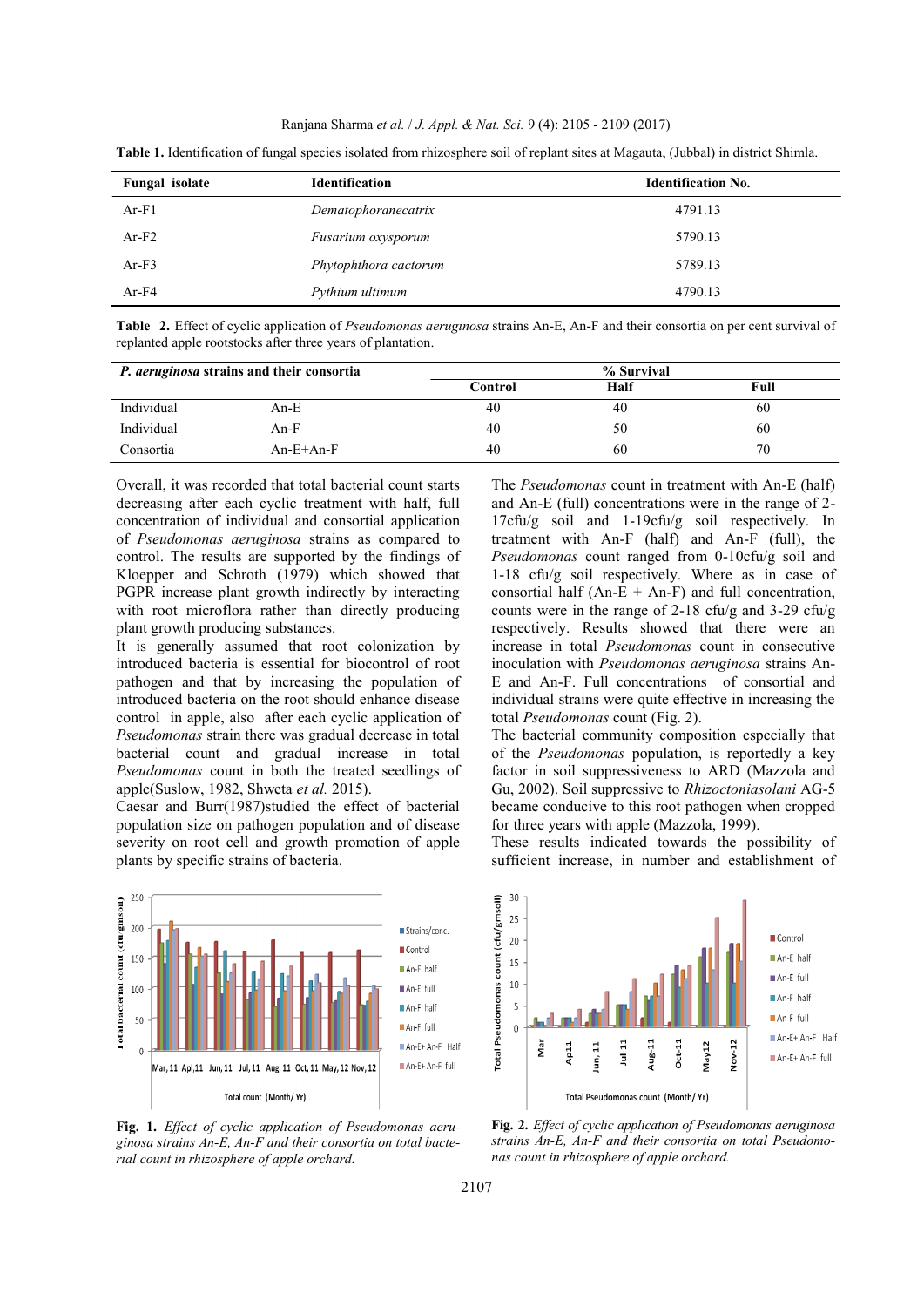**Table 1.** Identification of fungal species isolated from rhizosphere soil of replant sites at Magauta, (Jubbal) in district Shimla.

| Fungal isolate | Identification | Identification No. |
|---|---|---|
| Ar-F1 | *Dematophoranecatrix* | 4791.13 |
| Ar-F2 | *Fusarium oxysporum* | 5790.13 |
| Ar-F3 | *Phytophthora cactorum* | 5789.13 |
| Ar-F4 | *Pythium ultimum* | 4790.13 |

**Table 2.** Effect of cyclic application of *Pseudomonas aeruginosa* strains An-E, An-F and their consortia on per cent survival of replanted apple rootstocks after three years of plantation.

| *P. aeruginosa* strains and their consortia | | % Survival | | |
|---|---|---|---|---|
| | | Control | Half | Full |
| Individual | An-E | 40 | 40 | 60 |
| Individual | An-F | 40 | 50 | 60 |
| Consortia | An-E+An-F | 40 | 60 | 70 |

Overall, it was recorded that total bacterial count starts decreasing after each cyclic treatment with half, full concentration of individual and consortial application of *Pseudomonas aeruginosa* strains as compared to control. The results are supported by the findings of Kloepper and Schroth (1979) which showed that PGPR increase plant growth indirectly by interacting with root microflora rather than directly producing plant growth producing substances.

It is generally assumed that root colonization by introduced bacteria is essential for biocontrol of root pathogen and that by increasing the population of introduced bacteria on the root should enhance disease control in apple, also after each cyclic application of *Pseudomonas* strain there was gradual decrease in total bacterial count and gradual increase in total *Pseudomonas* count in both the treated seedlings of apple(Suslow, 1982, Shweta *et al.* 2015).

Caesar and Burr(1987)studied the effect of bacterial population size on pathogen population and of disease severity on root cell and growth promotion of apple plants by specific strains of bacteria.

The *Pseudomonas* count in treatment with An-E (half) and An-E (full) concentrations were in the range of 2-17cfu/g soil and 1-19cfu/g soil respectively. In treatment with An-F (half) and An-F (full), the *Pseudomonas* count ranged from 0-10cfu/g soil and 1-18 cfu/g soil respectively. Where as in case of consortial half (An-E + An-F) and full concentration, counts were in the range of 2-18 cfu/g and 3-29 cfu/g respectively. Results showed that there were an increase in total *Pseudomonas* count in consecutive inoculation with *Pseudomonas aeruginosa* strains An-E and An-F. Full concentrations of consortial and individual strains were quite effective in increasing the total *Pseudomonas* count (Fig. 2).

The bacterial community composition especially that of the *Pseudomonas* population, is reportedly a key factor in soil suppressiveness to ARD (Mazzola and Gu, 2002). Soil suppressive to *Rhizoctoniasolani* AG-5 became conducive to this root pathogen when cropped for three years with apple (Mazzola, 1999).

These results indicated towards the possibility of sufficient increase, in number and establishment of

**Fig. 1.** *Effect of cyclic application of Pseudomonas aeruginosa strains An-E, An-F and their consortia on total bacterial count in rhizosphere of apple orchard.*

**Fig. 2.** *Effect of cyclic application of Pseudomonas aeruginosa strains An-E, An-F and their consortia on total Pseudomonas count in rhizosphere of apple orchard.*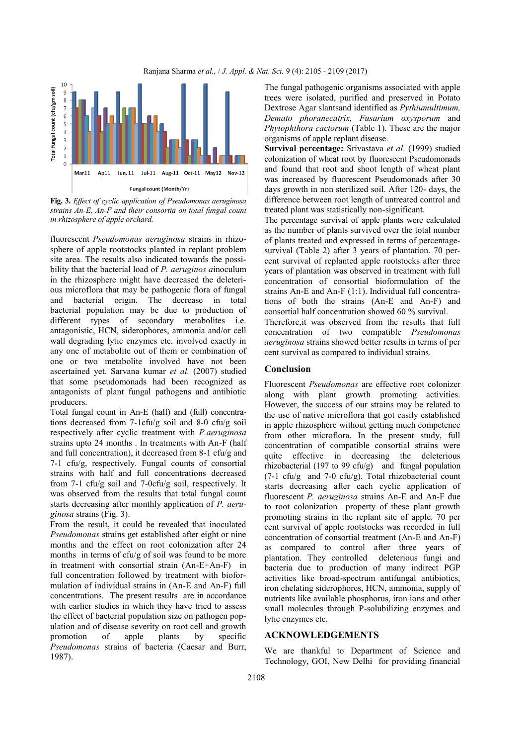Fig. 3. *Effect of cyclic application of Pseudomonas aeruginosa strains An-E, An-F and their consortia on total fungal count in rhizosphere of apple orchard.*

fluorescent *Pseudomonas aeruginosa* strains in rhizosphere of apple rootstocks planted in replant problem site area. The results also indicated towards the possibility that the bacterial load of *P. aeruginos a*inoculum in the rhizosphere might have decreased the deleterious microflora that may be pathogenic flora of fungal and bacterial origin. The decrease in total bacterial population may be due to production of different types of secondary metabolites i.e. antagonistic, HCN, siderophores, ammonia and/or cell wall degrading lytic enzymes etc. involved exactly in any one of metabolite out of them or combination of one or two metabolite involved have not been ascertained yet. Sarvana kumar *et al.* (2007) studied that some pseudomonads had been recognized as antagonists of plant fungal pathogens and antibiotic producers.

Total fungal count in An-E (half) and (full) concentrations decreased from 7-1cfu/g soil and 8-0 cfu/g soil respectively after cyclic treatment with *P.aeruginosa* strains upto 24 months . In treatments with An-F (half and full concentration), it decreased from 8-1 cfu/g and 7-1 cfu/g, respectively. Fungal counts of consortial strains with half and full concentrations decreased from 7-1 cfu/g soil and 7-0cfu/g soil, respectively. It was observed from the results that total fungal count starts decreasing after monthly application of *P. aeruginosa* strains (Fig. 3).

From the result, it could be revealed that inoculated *Pseudomonas* strains get established after eight or nine months and the effect on root colonization after 24 months in terms of cfu/g of soil was found to be more in treatment with consortial strain (An-E+An-F) in full concentration followed by treatment with bioformulation of individual strains in (An-E and An-F) full concentrations. The present results are in accordance with earlier studies in which they have tried to assess the effect of bacterial population size on pathogen population and of disease severity on root cell and growth promotion of apple plants by specific *Pseudomonas* strains of bacteria (Caesar and Burr, 1987).

The fungal pathogenic organisms associated with apple trees were isolated, purified and preserved in Potato Dextrose Agar slantsand identified as *Pythiumultimum, Demato phoranecatrix, Fusarium oxysporum* and *Phytophthora cactorum* (Table 1). These are the major organisms of apple replant disease.

**Survival percentage:** Srivastava *et al*. (1999) studied colonization of wheat root by fluorescent Pseudomonads and found that root and shoot length of wheat plant was increased by fluorescent Pseudomonads after 30 days growth in non sterilized soil. After 120- days, the difference between root length of untreated control and treated plant was statistically non-significant.

The percentage survival of apple plants were calculated as the number of plants survived over the total number of plants treated and expressed in terms of percentage-survival (Table 2) after 3 years of plantation. 70 percent survival of replanted apple rootstocks after three years of plantation was observed in treatment with full concentration of consortial bioformulation of the strains An-E and An-F (1:1). Individual full concentrations of both the strains (An-E and An-F) and consortial half concentration showed 60 % survival.

Therefore,it was observed from the results that full concentration of two compatible *Pseudomonas aeruginosa* strains showed better results in terms of per cent survival as compared to individual strains.

## Conclusion

Fluorescent *Pseudomonas* are effective root colonizer along with plant growth promoting activities. However, the success of our strains may be related to the use of native microflora that got easily established in apple rhizosphere without getting much competence from other microflora. In the present study, full concentration of compatible consortial strains were quite effective in decreasing the deleterious rhizobacterial (197 to 99 cfu/g) and fungal population (7-1 cfu/g and 7-0 cfu/g). Total rhizobacterial count starts decreasing after each cyclic application of fluorescent *P. aeruginosa* strains An-E and An-F due to root colonization property of these plant growth promoting strains in the replant site of apple. 70 per cent survival of apple rootstocks was recorded in full concentration of consortial treatment (An-E and An-F) as compared to control after three years of plantation. They controlled deleterious fungi and bacteria due to production of many indirect PGP activities like broad-spectrum antifungal antibiotics, iron chelating siderophores, HCN, ammonia, supply of nutrients like available phosphorus, iron ions and other small molecules through P-solubilizing enzymes and lytic enzymes etc.

## ACKNOWLEDGEMENTS

We are thankful to Department of Science and Technology, GOI, New Delhi for providing financial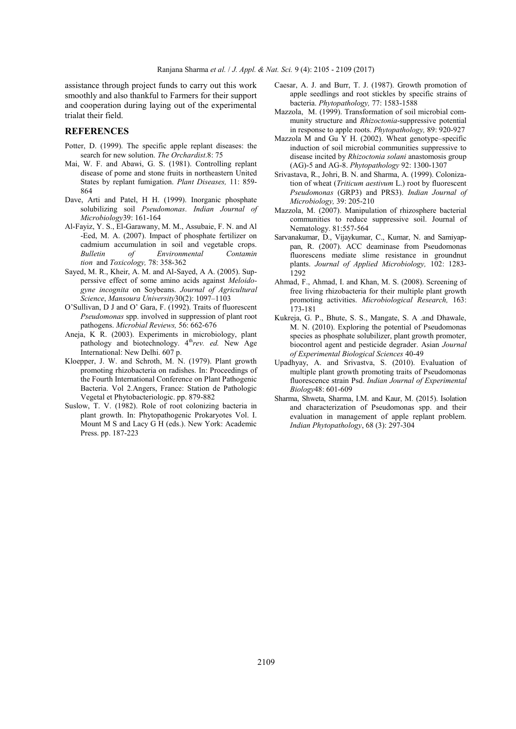assistance through project funds to carry out this work smoothly and also thankful to Farmers for their support and cooperation during laying out of the experimental trialat their field.

## REFERENCES

Potter, D. (1999). The specific apple replant diseases: the search for new solution. *The Orchardist*.8: 75

Mai, W. F. and Abawi, G. S. (1981). Controlling replant disease of pome and stone fruits in northeastern United States by replant fumigation. *Plant Diseases,* 11: 859-864

Dave, Arti and Patel, H H. (1999). Inorganic phosphate solubilizing soil *Pseudomonas*. *Indian Journal of Microbiology*39: 161-164

Al-Fayiz, Y. S., El-Garawany, M. M., Assubaie, F. N. and Al -Eed, M. A. (2007). Impact of phosphate fertilizer on cadmium accumulation in soil and vegetable crops. *Bulletin of Environmental Contamin tion* and *Toxicology,* 78: 358-362

Sayed, M. R., Kheir, A. M. and Al-Sayed, A A. (2005). Supperssive effect of some amino acids against *Meloidogyne incognita* on Soybeans. *Journal of Agricultural Science*, *Mansoura University*30(2): 1097–1103

O'Sullivan, D J and O' Gara, F. (1992). Traits of fluorescent *Pseudomonas* spp. involved in suppression of plant root pathogens. *Microbial Reviews,* 56: 662-676

Aneja, K R. (2003). Experiments in microbiology, plant pathology and biotechnology. 4th *rev. ed.* New Age International: New Delhi. 607 p.

Kloepper, J. W. and Schroth, M. N. (1979). Plant growth promoting rhizobacteria on radishes. In: Proceedings of the Fourth International Conference on Plant Pathogenic Bacteria. Vol 2.Angers, France: Station de Pathologic Vegetal et Phytobacteriologic. pp. 879-882

Suslow, T. V. (1982). Role of root colonizing bacteria in plant growth. In: Phytopathogenic Prokaryotes Vol. I. Mount M S and Lacy G H (eds.). New York: Academic Press. pp. 187-223

Caesar, A. J. and Burr, T. J. (1987). Growth promotion of apple seedlings and root stickles by specific strains of bacteria. *Phytopathology,* 77: 1583-1588

Mazzola, M. (1999). Transformation of soil microbial community structure and *Rhizoctonia*-suppressive potential in response to apple roots. *Phytopathology,* 89: 920-927

Mazzola M and Gu Y H. (2002). Wheat genotype–specific induction of soil microbial communities suppressive to disease incited by *Rhizoctonia solani* anastomosis group (AG)-5 and AG-8. *Phytopathology* 92: 1300-1307

Srivastava, R., Johri, B. N. and Sharma, A. (1999). Colonization of wheat (*Triticum aestivum* L.) root by fluorescent *Pseudomonas* (GRP3) and PRS3). *Indian Journal of Microbiology,* 39: 205-210

Mazzola, M. (2007). Manipulation of rhizosphere bacterial communities to reduce suppressive soil. Journal of Nematology. 81:557-564

Sarvanakumar, D., Vijaykumar, C., Kumar, N. and Samiyappan, R. (2007). ACC deaminase from Pseudomonas fluorescens mediate slime resistance in groundnut plants. *Journal of Applied Microbiology,* 102: 1283-1292

Ahmad, F., Ahmad, I. and Khan, M. S. (2008). Screening of free living rhizobacteria for their multiple plant growth promoting activities. *Microbiological Research,* 163: 173-181

Kukreja, G. P., Bhute, S. S., Mangate, S. A .and Dhawale, M. N. (2010). Exploring the potential of Pseudomonas species as phosphate solubilizer, plant growth promoter, biocontrol agent and pesticide degrader. Asian *Journal of Experimental Biological Sciences* 40-49

Upadhyay, A. and Srivastva, S. (2010). Evaluation of multiple plant growth promoting traits of Pseudomonas fluorescence strain Psd. *Indian Journal of Experimental Biology*48: 601-609

Sharma, Shweta, Sharma, I.M. and Kaur, M. (2015). Isolation and characterization of Pseudomonas spp. and their evaluation in management of apple replant problem. *Indian Phytopathology*, 68 (3): 297-304